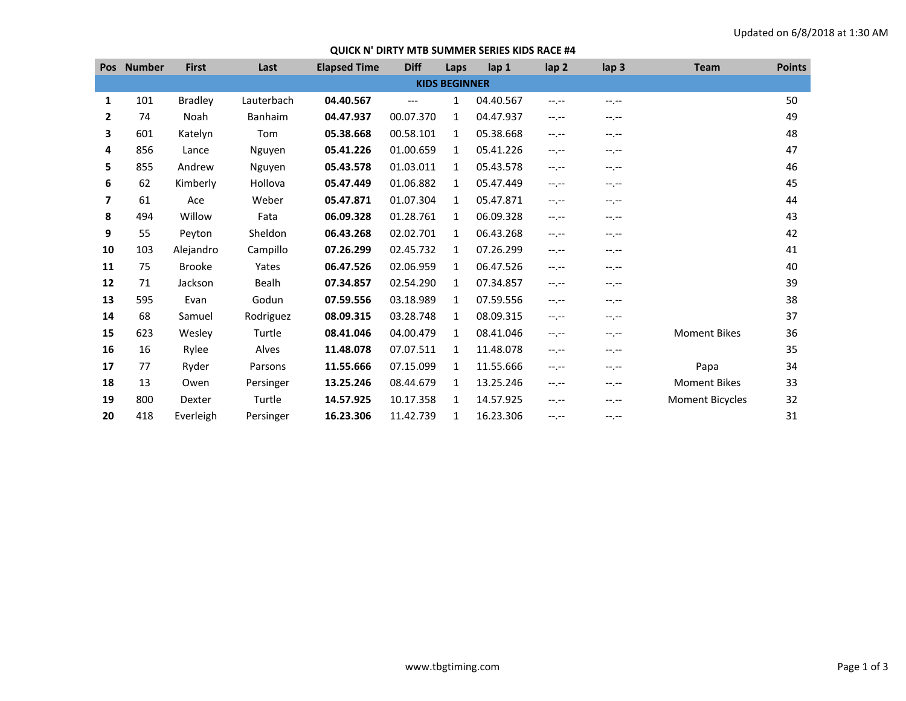Updated on 6/8/2018 at 1:30 AM

# QUICK N' DIRTY MTB SUMMER SERIES KIDS RACE #4

| Pos | Number | First | Last | Elapsed Time | Diff | Laps | lap 1 | lap 2 | lap 3 | Team | Points |
|---|---|---|---|---|---|---|---|---|---|---|---|
| **KIDS BEGINNER** | | | | | | | | | | | |
| **1** | 101 | Bradley | Lauterbach | **04.40.567** | --- | 1 | 04.40.567 | --.-- | --.-- | | 50 |
| **2** | 74 | Noah | Banhaim | **04.47.937** | 00.07.370 | 1 | 04.47.937 | --.-- | --.-- | | 49 |
| **3** | 601 | Katelyn | Tom | **05.38.668** | 00.58.101 | 1 | 05.38.668 | --.-- | --.-- | | 48 |
| **4** | 856 | Lance | Nguyen | **05.41.226** | 01.00.659 | 1 | 05.41.226 | --.-- | --.-- | | 47 |
| **5** | 855 | Andrew | Nguyen | **05.43.578** | 01.03.011 | 1 | 05.43.578 | --.-- | --.-- | | 46 |
| **6** | 62 | Kimberly | Hollova | **05.47.449** | 01.06.882 | 1 | 05.47.449 | --.-- | --.-- | | 45 |
| **7** | 61 | Ace | Weber | **05.47.871** | 01.07.304 | 1 | 05.47.871 | --.-- | --.-- | | 44 |
| **8** | 494 | Willow | Fata | **06.09.328** | 01.28.761 | 1 | 06.09.328 | --.-- | --.-- | | 43 |
| **9** | 55 | Peyton | Sheldon | **06.43.268** | 02.02.701 | 1 | 06.43.268 | --.-- | --.-- | | 42 |
| **10** | 103 | Alejandro | Campillo | **07.26.299** | 02.45.732 | 1 | 07.26.299 | --.-- | --.-- | | 41 |
| **11** | 75 | Brooke | Yates | **06.47.526** | 02.06.959 | 1 | 06.47.526 | --.-- | --.-- | | 40 |
| **12** | 71 | Jackson | Bealh | **07.34.857** | 02.54.290 | 1 | 07.34.857 | --.-- | --.-- | | 39 |
| **13** | 595 | Evan | Godun | **07.59.556** | 03.18.989 | 1 | 07.59.556 | --.-- | --.-- | | 38 |
| **14** | 68 | Samuel | Rodriguez | **08.09.315** | 03.28.748 | 1 | 08.09.315 | --.-- | --.-- | | 37 |
| **15** | 623 | Wesley | Turtle | **08.41.046** | 04.00.479 | 1 | 08.41.046 | --.-- | --.-- | Moment Bikes | 36 |
| **16** | 16 | Rylee | Alves | **11.48.078** | 07.07.511 | 1 | 11.48.078 | --.-- | --.-- | | 35 |
| **17** | 77 | Ryder | Parsons | **11.55.666** | 07.15.099 | 1 | 11.55.666 | --.-- | --.-- | Papa | 34 |
| **18** | 13 | Owen | Persinger | **13.25.246** | 08.44.679 | 1 | 13.25.246 | --.-- | --.-- | Moment Bikes | 33 |
| **19** | 800 | Dexter | Turtle | **14.57.925** | 10.17.358 | 1 | 14.57.925 | --.-- | --.-- | Moment Bicycles | 32 |
| **20** | 418 | Everleigh | Persinger | **16.23.306** | 11.42.739 | 1 | 16.23.306 | --.-- | --.-- | | 31 |

www.tbgtiming.com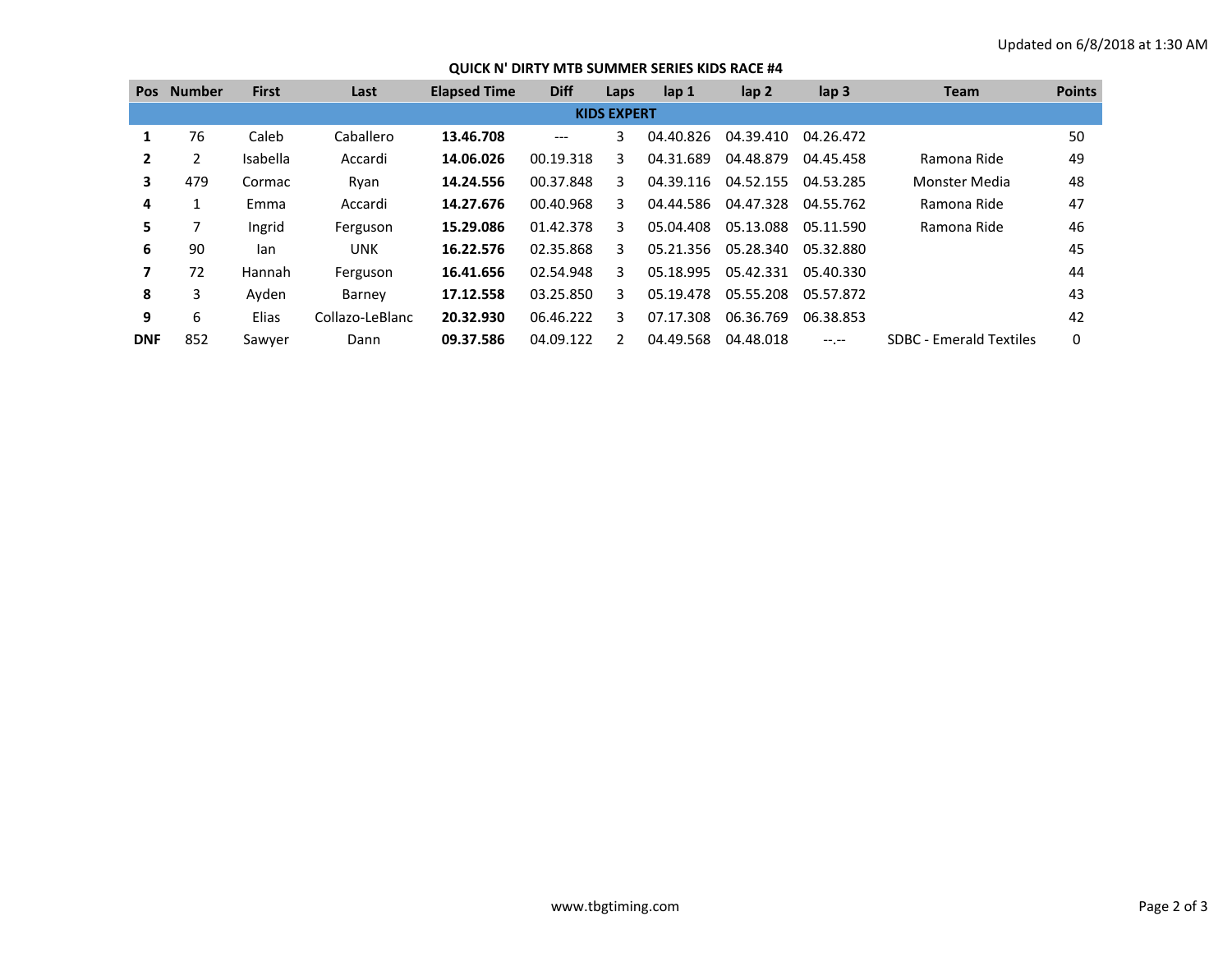Updated on 6/8/2018 at 1:30 AM

**QUICK N' DIRTY MTB SUMMER SERIES KIDS RACE #4**

| Pos | Number | First | Last | Elapsed Time | Diff | Laps | lap 1 | lap 2 | lap 3 | Team | Points |
|---|---|---|---|---|---|---|---|---|---|---|---|
| **KIDS EXPERT** | | | | | | | | | | | |
| **1** | 76 | Caleb | Caballero | **13.46.708** | --- | 3 | 04.40.826 | 04.39.410 | 04.26.472 | | 50 |
| **2** | 2 | Isabella | Accardi | **14.06.026** | 00.19.318 | 3 | 04.31.689 | 04.48.879 | 04.45.458 | Ramona Ride | 49 |
| **3** | 479 | Cormac | Ryan | **14.24.556** | 00.37.848 | 3 | 04.39.116 | 04.52.155 | 04.53.285 | Monster Media | 48 |
| **4** | 1 | Emma | Accardi | **14.27.676** | 00.40.968 | 3 | 04.44.586 | 04.47.328 | 04.55.762 | Ramona Ride | 47 |
| **5** | 7 | Ingrid | Ferguson | **15.29.086** | 01.42.378 | 3 | 05.04.408 | 05.13.088 | 05.11.590 | Ramona Ride | 46 |
| **6** | 90 | Ian | UNK | **16.22.576** | 02.35.868 | 3 | 05.21.356 | 05.28.340 | 05.32.880 | | 45 |
| **7** | 72 | Hannah | Ferguson | **16.41.656** | 02.54.948 | 3 | 05.18.995 | 05.42.331 | 05.40.330 | | 44 |
| **8** | 3 | Ayden | Barney | **17.12.558** | 03.25.850 | 3 | 05.19.478 | 05.55.208 | 05.57.872 | | 43 |
| **9** | 6 | Elias | Collazo-LeBlanc | **20.32.930** | 06.46.222 | 3 | 07.17.308 | 06.36.769 | 06.38.853 | | 42 |
| **DNF** | 852 | Sawyer | Dann | **09.37.586** | 04.09.122 | 2 | 04.49.568 | 04.48.018 | --.-- | SDBC - Emerald Textiles | 0 |

www.tbgtiming.com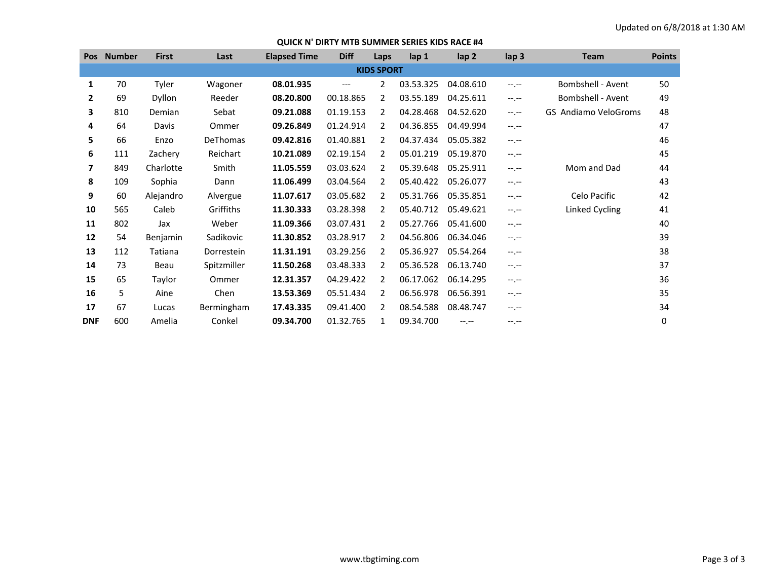Updated on 6/8/2018 at 1:30 AM

**QUICK N' DIRTY MTB SUMMER SERIES KIDS RACE #4**

| Pos | Number | First | Last | Elapsed Time | Diff | Laps | lap 1 | lap 2 | lap 3 | Team | Points |
|---|---|---|---|---|---|---|---|---|---|---|---|
| **KIDS SPORT** | | | | | | | | | | | |
| **1** | 70 | Tyler | Wagoner | **08.01.935** | --- | 2 | 03.53.325 | 04.08.610 | --.-- | Bombshell - Avent | 50 |
| **2** | 69 | Dyllon | Reeder | **08.20.800** | 00.18.865 | 2 | 03.55.189 | 04.25.611 | --.-- | Bombshell - Avent | 49 |
| **3** | 810 | Demian | Sebat | **09.21.088** | 01.19.153 | 2 | 04.28.468 | 04.52.620 | --.-- | GS Andiamo VeloGroms | 48 |
| **4** | 64 | Davis | Ommer | **09.26.849** | 01.24.914 | 2 | 04.36.855 | 04.49.994 | --.-- | | 47 |
| **5** | 66 | Enzo | DeThomas | **09.42.816** | 01.40.881 | 2 | 04.37.434 | 05.05.382 | --.-- | | 46 |
| **6** | 111 | Zachery | Reichart | **10.21.089** | 02.19.154 | 2 | 05.01.219 | 05.19.870 | --.-- | | 45 |
| **7** | 849 | Charlotte | Smith | **11.05.559** | 03.03.624 | 2 | 05.39.648 | 05.25.911 | --.-- | Mom and Dad | 44 |
| **8** | 109 | Sophia | Dann | **11.06.499** | 03.04.564 | 2 | 05.40.422 | 05.26.077 | --.-- | | 43 |
| **9** | 60 | Alejandro | Alvergue | **11.07.617** | 03.05.682 | 2 | 05.31.766 | 05.35.851 | --.-- | Celo Pacific | 42 |
| **10** | 565 | Caleb | Griffiths | **11.30.333** | 03.28.398 | 2 | 05.40.712 | 05.49.621 | --.-- | Linked Cycling | 41 |
| **11** | 802 | Jax | Weber | **11.09.366** | 03.07.431 | 2 | 05.27.766 | 05.41.600 | --.-- | | 40 |
| **12** | 54 | Benjamin | Sadikovic | **11.30.852** | 03.28.917 | 2 | 04.56.806 | 06.34.046 | --.-- | | 39 |
| **13** | 112 | Tatiana | Dorrestein | **11.31.191** | 03.29.256 | 2 | 05.36.927 | 05.54.264 | --.-- | | 38 |
| **14** | 73 | Beau | Spitzmiller | **11.50.268** | 03.48.333 | 2 | 05.36.528 | 06.13.740 | --.-- | | 37 |
| **15** | 65 | Taylor | Ommer | **12.31.357** | 04.29.422 | 2 | 06.17.062 | 06.14.295 | --.-- | | 36 |
| **16** | 5 | Aine | Chen | **13.53.369** | 05.51.434 | 2 | 06.56.978 | 06.56.391 | --.-- | | 35 |
| **17** | 67 | Lucas | Bermingham | **17.43.335** | 09.41.400 | 2 | 08.54.588 | 08.48.747 | --.-- | | 34 |
| **DNF** | 600 | Amelia | Conkel | **09.34.700** | 01.32.765 | 1 | 09.34.700 | --.-- | --.-- | | 0 |

www.tbgtiming.com